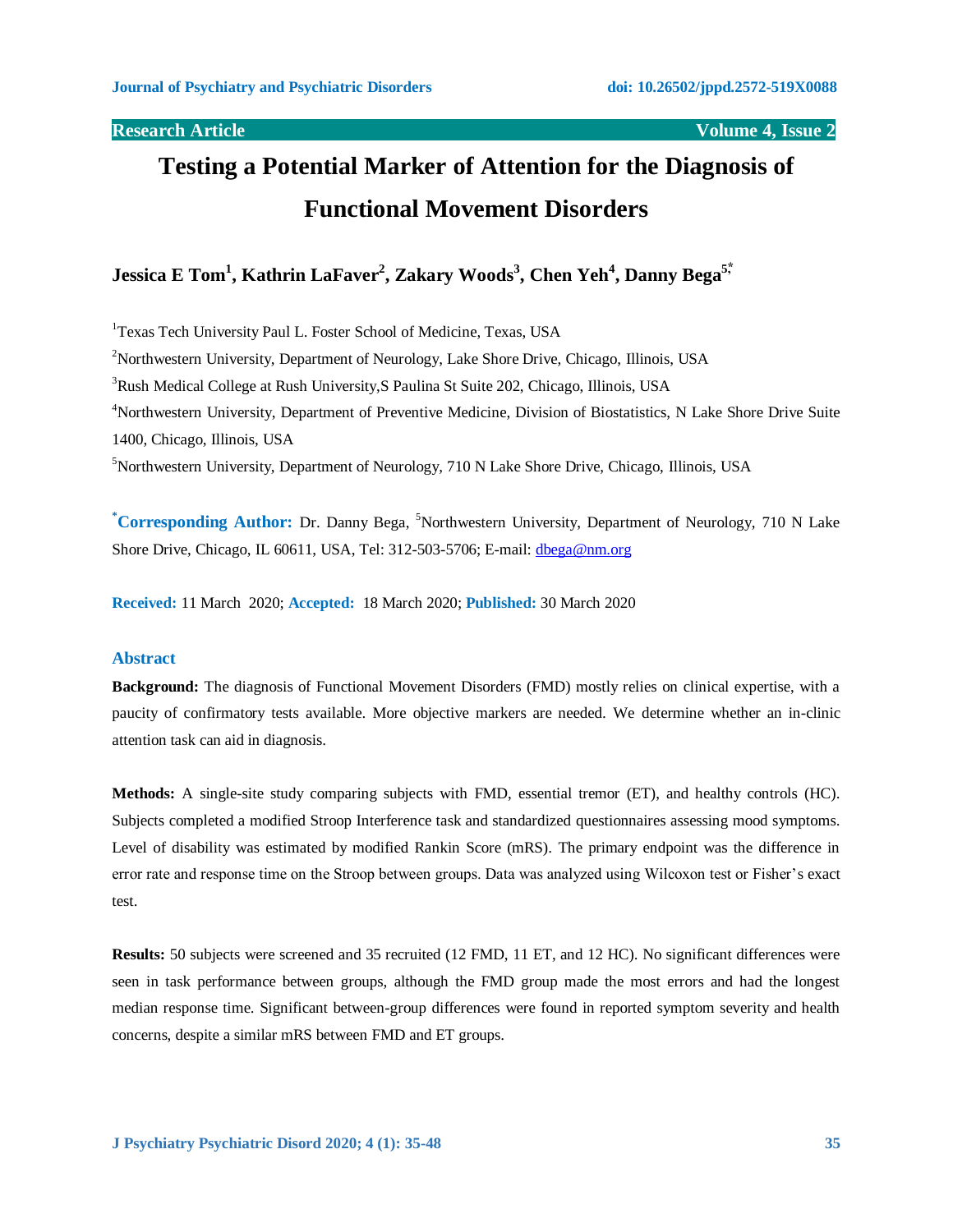Research Article

# Testing a Potential Marker of Attention for the Diagnosis of Functional Movement Disorders

**Jessica E Tom[1], Kathrin LaFaver[2], Zakary Woods[3], Chen Yeh[4], Danny Bega[5,*]**

[1]Texas Tech University Paul L. Foster School of Medicine, Texas, USA

[2]Northwestern University, Department of Neurology, Lake Shore Drive, Chicago, Illinois, USA

[3]Rush Medical College at Rush University,S Paulina St Suite 202, Chicago, Illinois, USA

[4]Northwestern University, Department of Preventive Medicine, Division of Biostatistics, N Lake Shore Drive Suite 1400, Chicago, Illinois, USA

[5]Northwestern University, Department of Neurology, 710 N Lake Shore Drive, Chicago, Illinois, USA

**[*]Corresponding Author:** Dr. Danny Bega, [5]Northwestern University, Department of Neurology, 710 N Lake Shore Drive, Chicago, IL 60611, USA, Tel: 312-503-5706; E-mail: dbega@nm.org

**Received:** 11 March 2020; **Accepted:** 18 March 2020; **Published:** 30 March 2020

## Abstract

**Background:** The diagnosis of Functional Movement Disorders (FMD) mostly relies on clinical expertise, with a paucity of confirmatory tests available. More objective markers are needed. We determine whether an in-clinic attention task can aid in diagnosis.

**Methods:** A single-site study comparing subjects with FMD, essential tremor (ET), and healthy controls (HC). Subjects completed a modified Stroop Interference task and standardized questionnaires assessing mood symptoms. Level of disability was estimated by modified Rankin Score (mRS). The primary endpoint was the difference in error rate and response time on the Stroop between groups. Data was analyzed using Wilcoxon test or Fisher's exact test.

**Results:** 50 subjects were screened and 35 recruited (12 FMD, 11 ET, and 12 HC). No significant differences were seen in task performance between groups, although the FMD group made the most errors and had the longest median response time. Significant between-group differences were found in reported symptom severity and health concerns, despite a similar mRS between FMD and ET groups.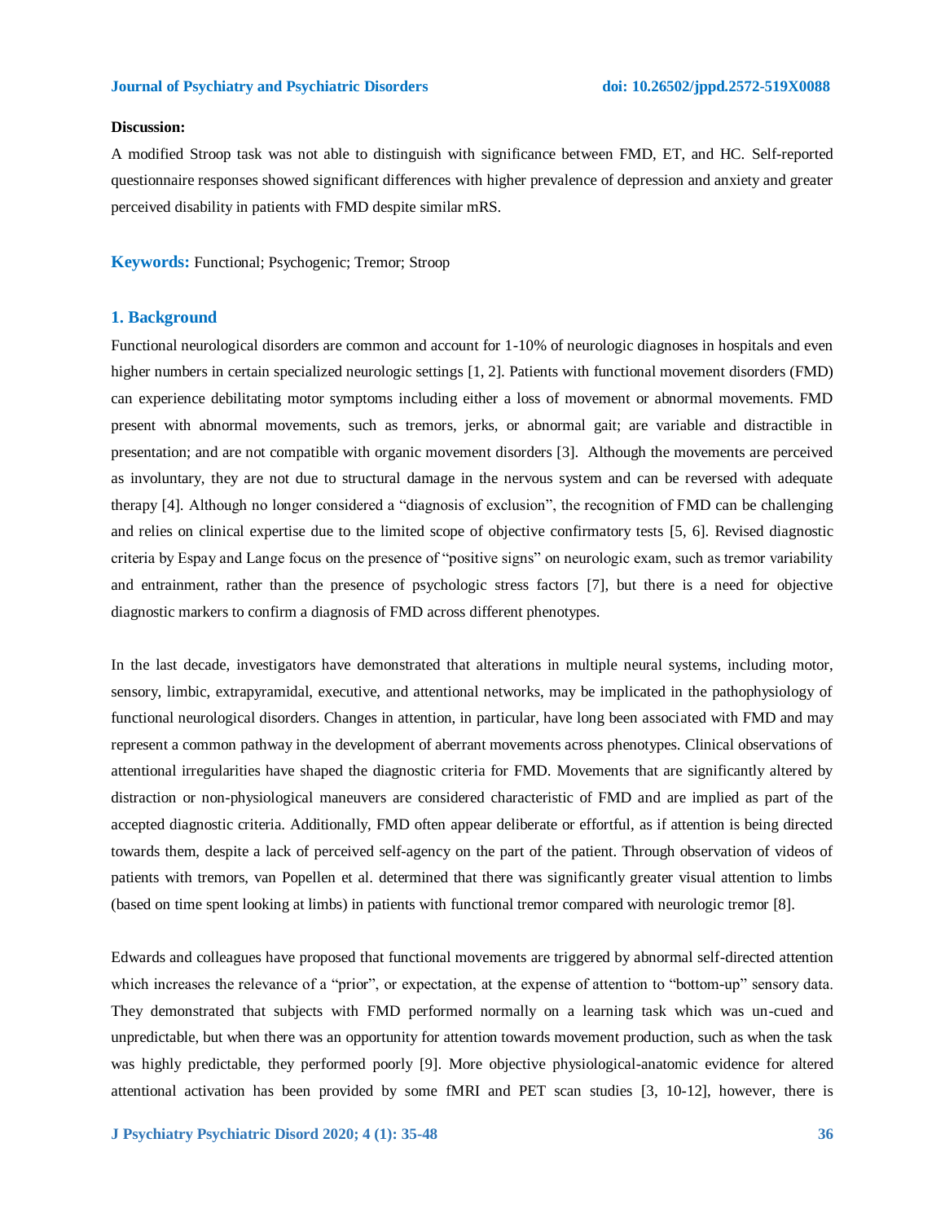**Discussion:**

A modified Stroop task was not able to distinguish with significance between FMD, ET, and HC. Self-reported questionnaire responses showed significant differences with higher prevalence of depression and anxiety and greater perceived disability in patients with FMD despite similar mRS.

**Keywords:** Functional; Psychogenic; Tremor; Stroop

## 1. Background

Functional neurological disorders are common and account for 1-10% of neurologic diagnoses in hospitals and even higher numbers in certain specialized neurologic settings [1, 2]. Patients with functional movement disorders (FMD) can experience debilitating motor symptoms including either a loss of movement or abnormal movements. FMD present with abnormal movements, such as tremors, jerks, or abnormal gait; are variable and distractible in presentation; and are not compatible with organic movement disorders [3]. Although the movements are perceived as involuntary, they are not due to structural damage in the nervous system and can be reversed with adequate therapy [4]. Although no longer considered a "diagnosis of exclusion", the recognition of FMD can be challenging and relies on clinical expertise due to the limited scope of objective confirmatory tests [5, 6]. Revised diagnostic criteria by Espay and Lange focus on the presence of "positive signs" on neurologic exam, such as tremor variability and entrainment, rather than the presence of psychologic stress factors [7], but there is a need for objective diagnostic markers to confirm a diagnosis of FMD across different phenotypes.

In the last decade, investigators have demonstrated that alterations in multiple neural systems, including motor, sensory, limbic, extrapyramidal, executive, and attentional networks, may be implicated in the pathophysiology of functional neurological disorders. Changes in attention, in particular, have long been associated with FMD and may represent a common pathway in the development of aberrant movements across phenotypes. Clinical observations of attentional irregularities have shaped the diagnostic criteria for FMD. Movements that are significantly altered by distraction or non-physiological maneuvers are considered characteristic of FMD and are implied as part of the accepted diagnostic criteria. Additionally, FMD often appear deliberate or effortful, as if attention is being directed towards them, despite a lack of perceived self-agency on the part of the patient. Through observation of videos of patients with tremors, van Popellen et al. determined that there was significantly greater visual attention to limbs (based on time spent looking at limbs) in patients with functional tremor compared with neurologic tremor [8].

Edwards and colleagues have proposed that functional movements are triggered by abnormal self-directed attention which increases the relevance of a "prior", or expectation, at the expense of attention to "bottom-up" sensory data. They demonstrated that subjects with FMD performed normally on a learning task which was un-cued and unpredictable, but when there was an opportunity for attention towards movement production, such as when the task was highly predictable, they performed poorly [9]. More objective physiological-anatomic evidence for altered attentional activation has been provided by some fMRI and PET scan studies [3, 10-12], however, there is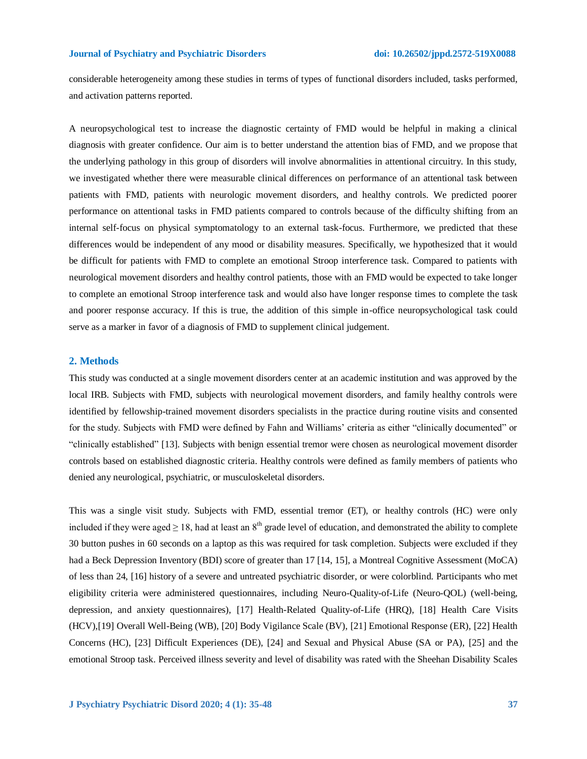considerable heterogeneity among these studies in terms of types of functional disorders included, tasks performed, and activation patterns reported.

A neuropsychological test to increase the diagnostic certainty of FMD would be helpful in making a clinical diagnosis with greater confidence. Our aim is to better understand the attention bias of FMD, and we propose that the underlying pathology in this group of disorders will involve abnormalities in attentional circuitry. In this study, we investigated whether there were measurable clinical differences on performance of an attentional task between patients with FMD, patients with neurologic movement disorders, and healthy controls. We predicted poorer performance on attentional tasks in FMD patients compared to controls because of the difficulty shifting from an internal self-focus on physical symptomatology to an external task-focus. Furthermore, we predicted that these differences would be independent of any mood or disability measures. Specifically, we hypothesized that it would be difficult for patients with FMD to complete an emotional Stroop interference task. Compared to patients with neurological movement disorders and healthy control patients, those with an FMD would be expected to take longer to complete an emotional Stroop interference task and would also have longer response times to complete the task and poorer response accuracy. If this is true, the addition of this simple in-office neuropsychological task could serve as a marker in favor of a diagnosis of FMD to supplement clinical judgement.

## 2. Methods

This study was conducted at a single movement disorders center at an academic institution and was approved by the local IRB. Subjects with FMD, subjects with neurological movement disorders, and family healthy controls were identified by fellowship-trained movement disorders specialists in the practice during routine visits and consented for the study. Subjects with FMD were defined by Fahn and Williams' criteria as either "clinically documented" or "clinically established" [13]. Subjects with benign essential tremor were chosen as neurological movement disorder controls based on established diagnostic criteria. Healthy controls were defined as family members of patients who denied any neurological, psychiatric, or musculoskeletal disorders.

This was a single visit study. Subjects with FMD, essential tremor (ET), or healthy controls (HC) were only included if they were aged $\geq 18$, had at least an 8th grade level of education, and demonstrated the ability to complete 30 button pushes in 60 seconds on a laptop as this was required for task completion. Subjects were excluded if they had a Beck Depression Inventory (BDI) score of greater than 17 [14, 15], a Montreal Cognitive Assessment (MoCA) of less than 24, [16] history of a severe and untreated psychiatric disorder, or were colorblind. Participants who met eligibility criteria were administered questionnaires, including Neuro-Quality-of-Life (Neuro-QOL) (well-being, depression, and anxiety questionnaires), [17] Health-Related Quality-of-Life (HRQ), [18] Health Care Visits (HCV),[19] Overall Well-Being (WB), [20] Body Vigilance Scale (BV), [21] Emotional Response (ER), [22] Health Concerns (HC), [23] Difficult Experiences (DE), [24] and Sexual and Physical Abuse (SA or PA), [25] and the emotional Stroop task. Perceived illness severity and level of disability was rated with the Sheehan Disability Scales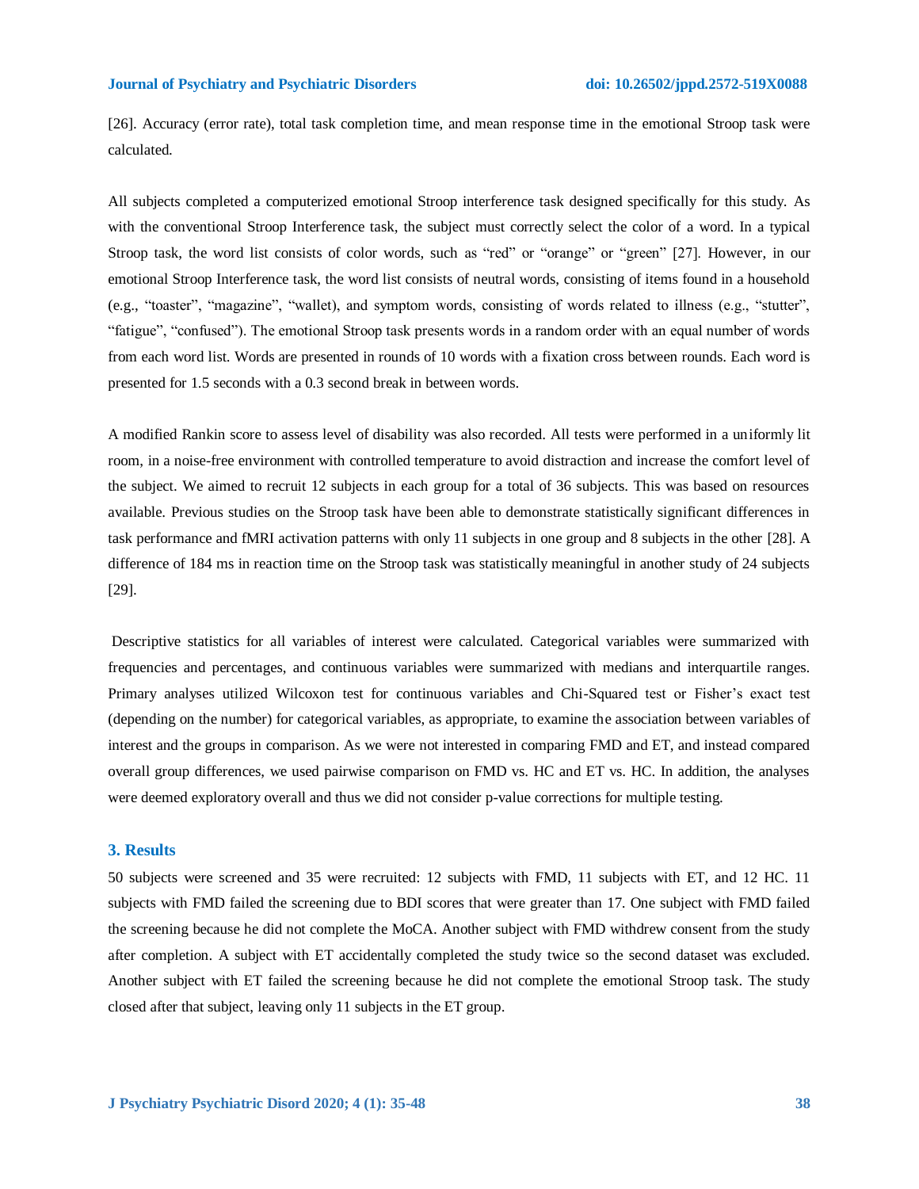[26]. Accuracy (error rate), total task completion time, and mean response time in the emotional Stroop task were calculated.

All subjects completed a computerized emotional Stroop interference task designed specifically for this study. As with the conventional Stroop Interference task, the subject must correctly select the color of a word. In a typical Stroop task, the word list consists of color words, such as "red" or "orange" or "green" [27]. However, in our emotional Stroop Interference task, the word list consists of neutral words, consisting of items found in a household (e.g., "toaster", "magazine", "wallet), and symptom words, consisting of words related to illness (e.g., "stutter", "fatigue", "confused"). The emotional Stroop task presents words in a random order with an equal number of words from each word list. Words are presented in rounds of 10 words with a fixation cross between rounds. Each word is presented for 1.5 seconds with a 0.3 second break in between words.

A modified Rankin score to assess level of disability was also recorded. All tests were performed in a uniformly lit room, in a noise-free environment with controlled temperature to avoid distraction and increase the comfort level of the subject. We aimed to recruit 12 subjects in each group for a total of 36 subjects. This was based on resources available. Previous studies on the Stroop task have been able to demonstrate statistically significant differences in task performance and fMRI activation patterns with only 11 subjects in one group and 8 subjects in the other [28]. A difference of 184 ms in reaction time on the Stroop task was statistically meaningful in another study of 24 subjects [29].

Descriptive statistics for all variables of interest were calculated. Categorical variables were summarized with frequencies and percentages, and continuous variables were summarized with medians and interquartile ranges. Primary analyses utilized Wilcoxon test for continuous variables and Chi-Squared test or Fisher's exact test (depending on the number) for categorical variables, as appropriate, to examine the association between variables of interest and the groups in comparison. As we were not interested in comparing FMD and ET, and instead compared overall group differences, we used pairwise comparison on FMD vs. HC and ET vs. HC. In addition, the analyses were deemed exploratory overall and thus we did not consider p-value corrections for multiple testing.

## 3. Results

50 subjects were screened and 35 were recruited: 12 subjects with FMD, 11 subjects with ET, and 12 HC. 11 subjects with FMD failed the screening due to BDI scores that were greater than 17. One subject with FMD failed the screening because he did not complete the MoCA. Another subject with FMD withdrew consent from the study after completion. A subject with ET accidentally completed the study twice so the second dataset was excluded. Another subject with ET failed the screening because he did not complete the emotional Stroop task. The study closed after that subject, leaving only 11 subjects in the ET group.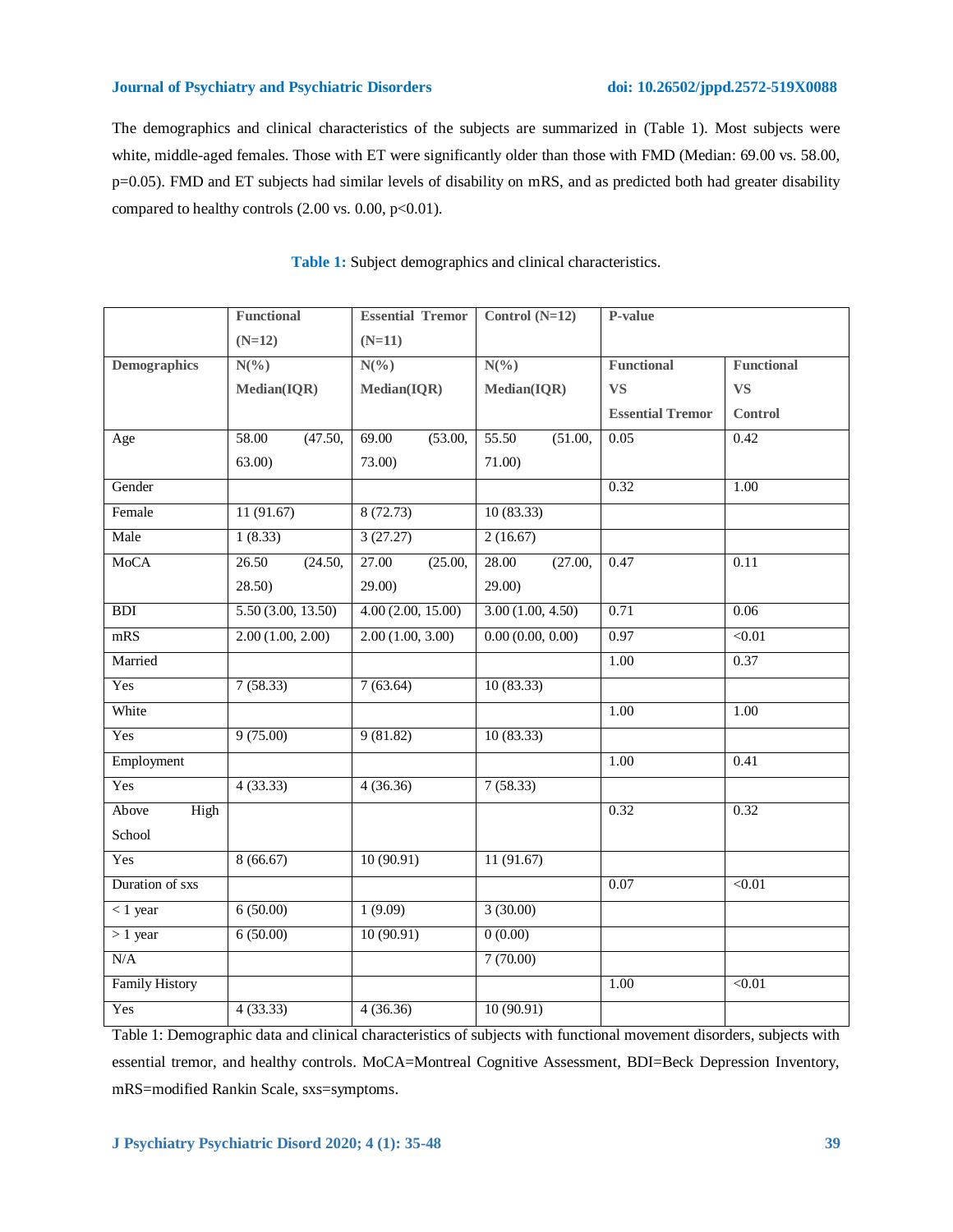The demographics and clinical characteristics of the subjects are summarized in (Table 1). Most subjects were white, middle-aged females. Those with ET were significantly older than those with FMD (Median: 69.00 vs. 58.00, p=0.05). FMD and ET subjects had similar levels of disability on mRS, and as predicted both had greater disability compared to healthy controls (2.00 vs. 0.00, p<0.01).

**Table 1:** Subject demographics and clinical characteristics.

| | **Functional (N=12)** | **Essential Tremor (N=11)** | **Control (N=12)** | **P-value** | |
|---|---|---|---|---|---|
| **Demographics** | **N(%) Median(IQR)** | **N(%) Median(IQR)** | **N(%) Median(IQR)** | **Functional VS Essential Tremor** | **Functional VS Control** |
| Age | 58.00 (47.50, 63.00) | 69.00 (53.00, 73.00) | 55.50 (51.00, 71.00) | 0.05 | 0.42 |
| Gender | | | | 0.32 | 1.00 |
| Female | 11 (91.67) | 8 (72.73) | 10 (83.33) | | |
| Male | 1 (8.33) | 3 (27.27) | 2 (16.67) | | |
| MoCA | 26.50 (24.50, 28.50) | 27.00 (25.00, 29.00) | 28.00 (27.00, 29.00) | 0.47 | 0.11 |
| BDI | 5.50 (3.00, 13.50) | 4.00 (2.00, 15.00) | 3.00 (1.00, 4.50) | 0.71 | 0.06 |
| mRS | 2.00 (1.00, 2.00) | 2.00 (1.00, 3.00) | 0.00 (0.00, 0.00) | 0.97 | <0.01 |
| Married | | | | 1.00 | 0.37 |
| Yes | 7 (58.33) | 7 (63.64) | 10 (83.33) | | |
| White | | | | 1.00 | 1.00 |
| Yes | 9 (75.00) | 9 (81.82) | 10 (83.33) | | |
| Employment | | | | 1.00 | 0.41 |
| Yes | 4 (33.33) | 4 (36.36) | 7 (58.33) | | |
| Above High School | | | | 0.32 | 0.32 |
| Yes | 8 (66.67) | 10 (90.91) | 11 (91.67) | | |
| Duration of sxs | | | | 0.07 | <0.01 |
| < 1 year | 6 (50.00) | 1 (9.09) | 3 (30.00) | | |
| > 1 year | 6 (50.00) | 10 (90.91) | 0 (0.00) | | |
| N/A | | | 7 (70.00) | | |
| Family History | | | | 1.00 | <0.01 |
| Yes | 4 (33.33) | 4 (36.36) | 10 (90.91) | | |

Table 1: Demographic data and clinical characteristics of subjects with functional movement disorders, subjects with essential tremor, and healthy controls. MoCA=Montreal Cognitive Assessment, BDI=Beck Depression Inventory, mRS=modified Rankin Scale, sxs=symptoms.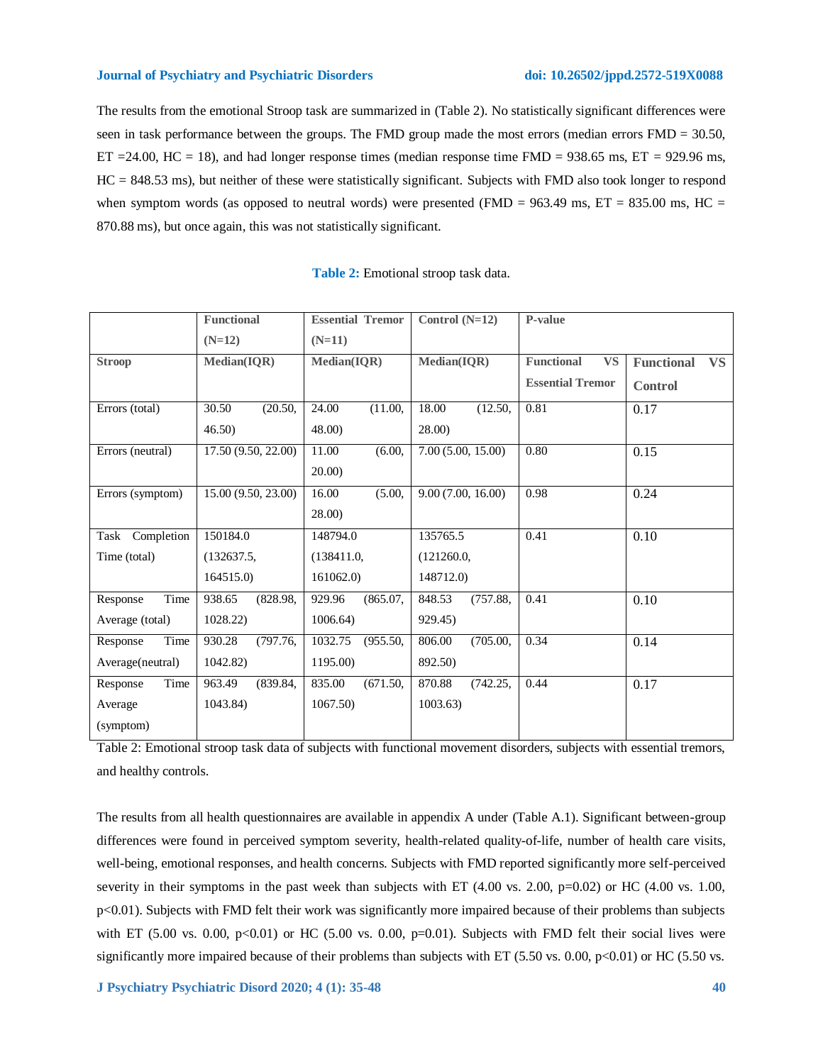The results from the emotional Stroop task are summarized in (Table 2). No statistically significant differences were seen in task performance between the groups. The FMD group made the most errors (median errors FMD = 30.50, ET =24.00, HC = 18), and had longer response times (median response time FMD = 938.65 ms, ET = 929.96 ms, HC = 848.53 ms), but neither of these were statistically significant. Subjects with FMD also took longer to respond when symptom words (as opposed to neutral words) were presented (FMD = 963.49 ms, ET = 835.00 ms, HC = 870.88 ms), but once again, this was not statistically significant.

**Table 2:** Emotional stroop task data.

| | Functional (N=12) | Essential Tremor (N=11) | Control (N=12) | P-value | |
|---|---|---|---|---|---|
| **Stroop** | **Median(IQR)** | **Median(IQR)** | **Median(IQR)** | **Functional VS Essential Tremor** | **Functional VS Control** |
| Errors (total) | 30.50 (20.50, 46.50) | 24.00 (11.00, 48.00) | 18.00 (12.50, 28.00) | 0.81 | 0.17 |
| Errors (neutral) | 17.50 (9.50, 22.00) | 11.00 (6.00, 20.00) | 7.00 (5.00, 15.00) | 0.80 | 0.15 |
| Errors (symptom) | 15.00 (9.50, 23.00) | 16.00 (5.00, 28.00) | 9.00 (7.00, 16.00) | 0.98 | 0.24 |
| Task Completion Time (total) | 150184.0 (132637.5, 164515.0) | 148794.0 (138411.0, 161062.0) | 135765.5 (121260.0, 148712.0) | 0.41 | 0.10 |
| Response Time Average (total) | 938.65 (828.98, 1028.22) | 929.96 (865.07, 1006.64) | 848.53 (757.88, 929.45) | 0.41 | 0.10 |
| Response Time Average(neutral) | 930.28 (797.76, 1042.82) | 1032.75 (955.50, 1195.00) | 806.00 (705.00, 892.50) | 0.34 | 0.14 |
| Response Time Average (symptom) | 963.49 (839.84, 1043.84) | 835.00 (671.50, 1067.50) | 870.88 (742.25, 1003.63) | 0.44 | 0.17 |

Table 2: Emotional stroop task data of subjects with functional movement disorders, subjects with essential tremors, and healthy controls.

The results from all health questionnaires are available in appendix A under (Table A.1). Significant between-group differences were found in perceived symptom severity, health-related quality-of-life, number of health care visits, well-being, emotional responses, and health concerns. Subjects with FMD reported significantly more self-perceived severity in their symptoms in the past week than subjects with ET (4.00 vs. 2.00, p=0.02) or HC (4.00 vs. 1.00, p<0.01). Subjects with FMD felt their work was significantly more impaired because of their problems than subjects with ET (5.00 vs. 0.00, p<0.01) or HC (5.00 vs. 0.00, p=0.01). Subjects with FMD felt their social lives were significantly more impaired because of their problems than subjects with ET (5.50 vs. 0.00, p<0.01) or HC (5.50 vs.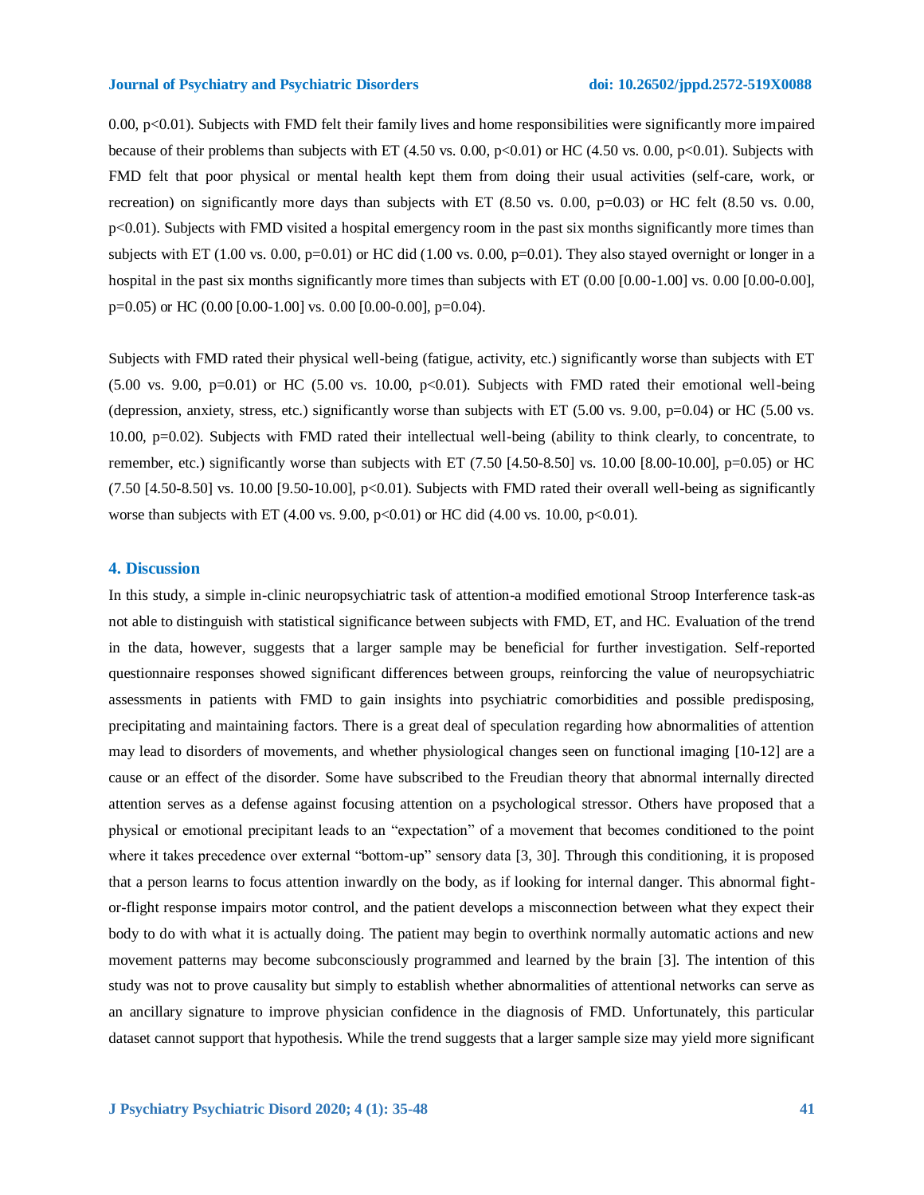0.00, $p<0.01$). Subjects with FMD felt their family lives and home responsibilities were significantly more impaired because of their problems than subjects with ET (4.50 vs. 0.00, $p<0.01$) or HC (4.50 vs. 0.00, $p<0.01$). Subjects with FMD felt that poor physical or mental health kept them from doing their usual activities (self-care, work, or recreation) on significantly more days than subjects with ET (8.50 vs. 0.00, $p=0.03$) or HC felt (8.50 vs. 0.00, $p<0.01$). Subjects with FMD visited a hospital emergency room in the past six months significantly more times than subjects with ET (1.00 vs. 0.00, $p=0.01$) or HC did (1.00 vs. 0.00, $p=0.01$). They also stayed overnight or longer in a hospital in the past six months significantly more times than subjects with ET (0.00 [0.00-1.00] vs. 0.00 [0.00-0.00], $p=0.05$) or HC (0.00 [0.00-1.00] vs. 0.00 [0.00-0.00], $p=0.04$).

Subjects with FMD rated their physical well-being (fatigue, activity, etc.) significantly worse than subjects with ET (5.00 vs. 9.00, $p=0.01$) or HC (5.00 vs. 10.00, $p<0.01$). Subjects with FMD rated their emotional well-being (depression, anxiety, stress, etc.) significantly worse than subjects with ET (5.00 vs. 9.00, $p=0.04$) or HC (5.00 vs. 10.00, $p=0.02$). Subjects with FMD rated their intellectual well-being (ability to think clearly, to concentrate, to remember, etc.) significantly worse than subjects with ET (7.50 [4.50-8.50] vs. 10.00 [8.00-10.00], $p=0.05$) or HC (7.50 [4.50-8.50] vs. 10.00 [9.50-10.00], $p<0.01$). Subjects with FMD rated their overall well-being as significantly worse than subjects with ET (4.00 vs. 9.00, $p<0.01$) or HC did (4.00 vs. 10.00, $p<0.01$).

## 4. Discussion

In this study, a simple in-clinic neuropsychiatric task of attention-a modified emotional Stroop Interference task-as not able to distinguish with statistical significance between subjects with FMD, ET, and HC. Evaluation of the trend in the data, however, suggests that a larger sample may be beneficial for further investigation. Self-reported questionnaire responses showed significant differences between groups, reinforcing the value of neuropsychiatric assessments in patients with FMD to gain insights into psychiatric comorbidities and possible predisposing, precipitating and maintaining factors. There is a great deal of speculation regarding how abnormalities of attention may lead to disorders of movements, and whether physiological changes seen on functional imaging [10-12] are a cause or an effect of the disorder. Some have subscribed to the Freudian theory that abnormal internally directed attention serves as a defense against focusing attention on a psychological stressor. Others have proposed that a physical or emotional precipitant leads to an "expectation" of a movement that becomes conditioned to the point where it takes precedence over external "bottom-up" sensory data [3, 30]. Through this conditioning, it is proposed that a person learns to focus attention inwardly on the body, as if looking for internal danger. This abnormal fight-or-flight response impairs motor control, and the patient develops a misconnection between what they expect their body to do with what it is actually doing. The patient may begin to overthink normally automatic actions and new movement patterns may become subconsciously programmed and learned by the brain [3]. The intention of this study was not to prove causality but simply to establish whether abnormalities of attentional networks can serve as an ancillary signature to improve physician confidence in the diagnosis of FMD. Unfortunately, this particular dataset cannot support that hypothesis. While the trend suggests that a larger sample size may yield more significant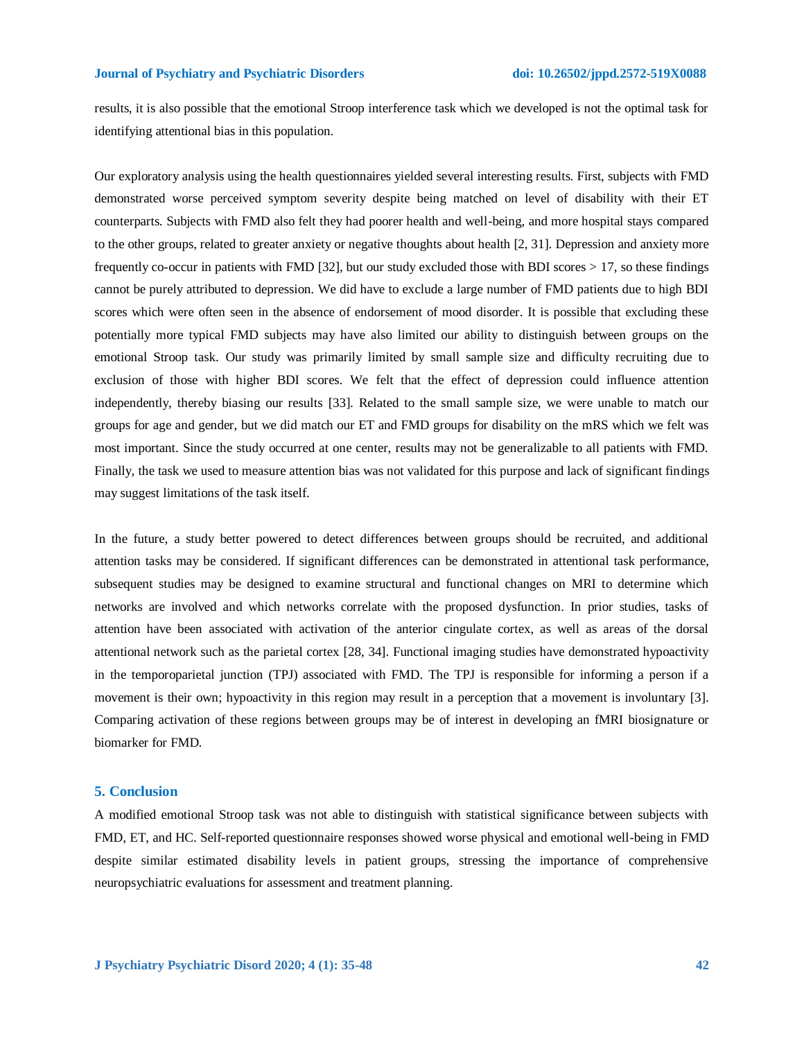results, it is also possible that the emotional Stroop interference task which we developed is not the optimal task for identifying attentional bias in this population.

Our exploratory analysis using the health questionnaires yielded several interesting results. First, subjects with FMD demonstrated worse perceived symptom severity despite being matched on level of disability with their ET counterparts. Subjects with FMD also felt they had poorer health and well-being, and more hospital stays compared to the other groups, related to greater anxiety or negative thoughts about health [2, 31]. Depression and anxiety more frequently co-occur in patients with FMD [32], but our study excluded those with BDI scores > 17, so these findings cannot be purely attributed to depression. We did have to exclude a large number of FMD patients due to high BDI scores which were often seen in the absence of endorsement of mood disorder. It is possible that excluding these potentially more typical FMD subjects may have also limited our ability to distinguish between groups on the emotional Stroop task. Our study was primarily limited by small sample size and difficulty recruiting due to exclusion of those with higher BDI scores. We felt that the effect of depression could influence attention independently, thereby biasing our results [33]. Related to the small sample size, we were unable to match our groups for age and gender, but we did match our ET and FMD groups for disability on the mRS which we felt was most important. Since the study occurred at one center, results may not be generalizable to all patients with FMD. Finally, the task we used to measure attention bias was not validated for this purpose and lack of significant findings may suggest limitations of the task itself.

In the future, a study better powered to detect differences between groups should be recruited, and additional attention tasks may be considered. If significant differences can be demonstrated in attentional task performance, subsequent studies may be designed to examine structural and functional changes on MRI to determine which networks are involved and which networks correlate with the proposed dysfunction. In prior studies, tasks of attention have been associated with activation of the anterior cingulate cortex, as well as areas of the dorsal attentional network such as the parietal cortex [28, 34]. Functional imaging studies have demonstrated hypoactivity in the temporoparietal junction (TPJ) associated with FMD. The TPJ is responsible for informing a person if a movement is their own; hypoactivity in this region may result in a perception that a movement is involuntary [3]. Comparing activation of these regions between groups may be of interest in developing an fMRI biosignature or biomarker for FMD.

## 5. Conclusion

A modified emotional Stroop task was not able to distinguish with statistical significance between subjects with FMD, ET, and HC. Self-reported questionnaire responses showed worse physical and emotional well-being in FMD despite similar estimated disability levels in patient groups, stressing the importance of comprehensive neuropsychiatric evaluations for assessment and treatment planning.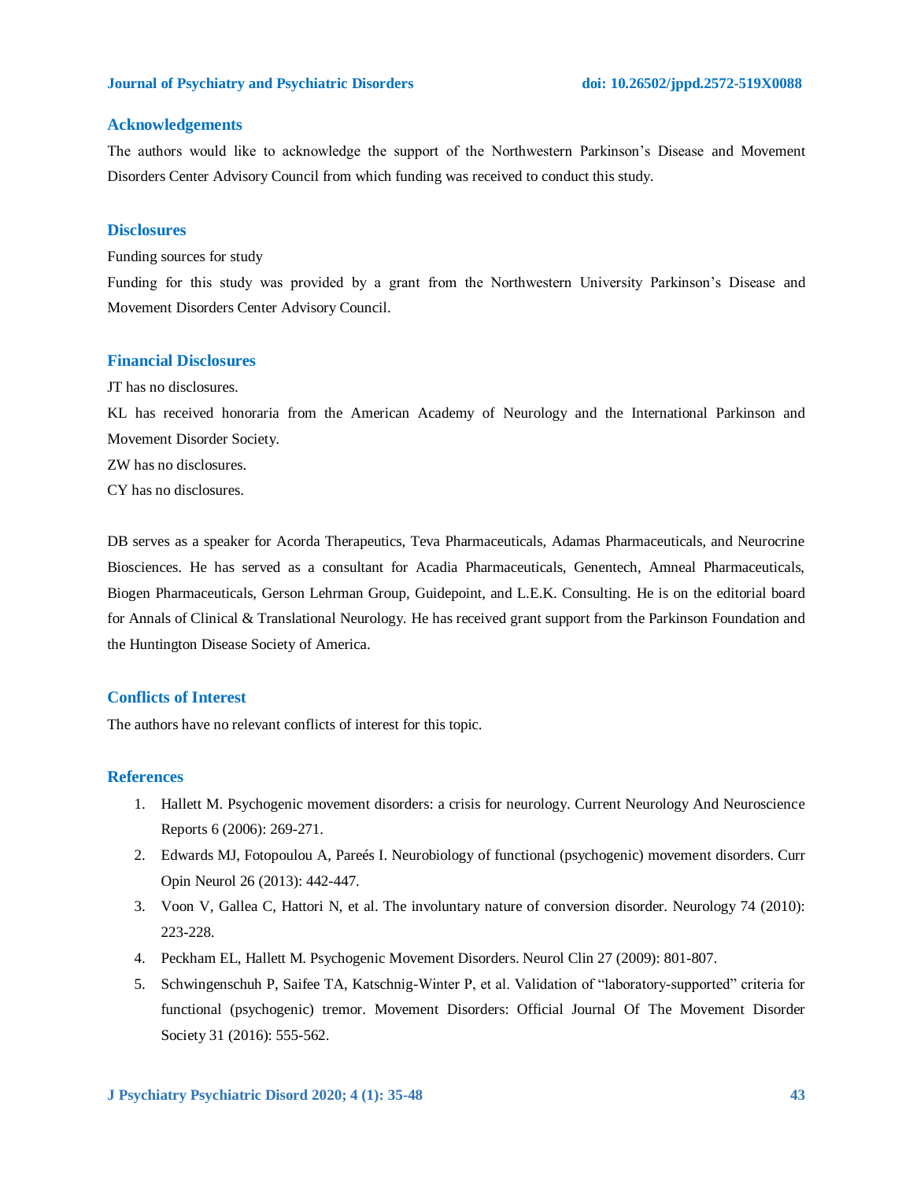## Acknowledgements

The authors would like to acknowledge the support of the Northwestern Parkinson's Disease and Movement Disorders Center Advisory Council from which funding was received to conduct this study.

## Disclosures

Funding sources for study

Funding for this study was provided by a grant from the Northwestern University Parkinson's Disease and Movement Disorders Center Advisory Council.

## Financial Disclosures

JT has no disclosures.

KL has received honoraria from the American Academy of Neurology and the International Parkinson and Movement Disorder Society.

ZW has no disclosures.

CY has no disclosures.

DB serves as a speaker for Acorda Therapeutics, Teva Pharmaceuticals, Adamas Pharmaceuticals, and Neurocrine Biosciences. He has served as a consultant for Acadia Pharmaceuticals, Genentech, Amneal Pharmaceuticals, Biogen Pharmaceuticals, Gerson Lehrman Group, Guidepoint, and L.E.K. Consulting. He is on the editorial board for Annals of Clinical & Translational Neurology. He has received grant support from the Parkinson Foundation and the Huntington Disease Society of America.

## Conflicts of Interest

The authors have no relevant conflicts of interest for this topic.

## References

1. Hallett M. Psychogenic movement disorders: a crisis for neurology. Current Neurology And Neuroscience Reports 6 (2006): 269-271.
2. Edwards MJ, Fotopoulou A, Pareés I. Neurobiology of functional (psychogenic) movement disorders. Curr Opin Neurol 26 (2013): 442-447.
3. Voon V, Gallea C, Hattori N, et al. The involuntary nature of conversion disorder. Neurology 74 (2010): 223-228.
4. Peckham EL, Hallett M. Psychogenic Movement Disorders. Neurol Clin 27 (2009): 801-807.
5. Schwingenschuh P, Saifee TA, Katschnig-Winter P, et al. Validation of "laboratory-supported" criteria for functional (psychogenic) tremor. Movement Disorders: Official Journal Of The Movement Disorder Society 31 (2016): 555-562.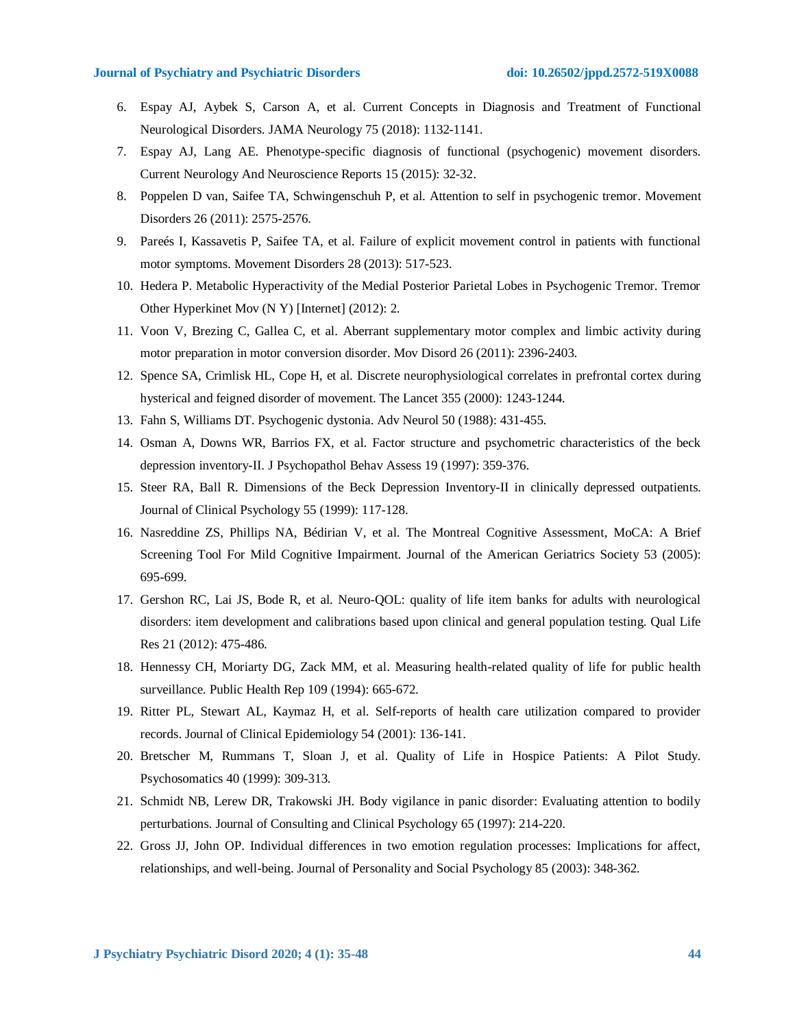6. Espay AJ, Aybek S, Carson A, et al. Current Concepts in Diagnosis and Treatment of Functional Neurological Disorders. JAMA Neurology 75 (2018): 1132-1141.
7. Espay AJ, Lang AE. Phenotype-specific diagnosis of functional (psychogenic) movement disorders. Current Neurology And Neuroscience Reports 15 (2015): 32-32.
8. Poppelen D van, Saifee TA, Schwingenschuh P, et al. Attention to self in psychogenic tremor. Movement Disorders 26 (2011): 2575-2576.
9. Pareés I, Kassavetis P, Saifee TA, et al. Failure of explicit movement control in patients with functional motor symptoms. Movement Disorders 28 (2013): 517-523.
10. Hedera P. Metabolic Hyperactivity of the Medial Posterior Parietal Lobes in Psychogenic Tremor. Tremor Other Hyperkinet Mov (N Y) [Internet] (2012): 2.
11. Voon V, Brezing C, Gallea C, et al. Aberrant supplementary motor complex and limbic activity during motor preparation in motor conversion disorder. Mov Disord 26 (2011): 2396-2403.
12. Spence SA, Crimlisk HL, Cope H, et al. Discrete neurophysiological correlates in prefrontal cortex during hysterical and feigned disorder of movement. The Lancet 355 (2000): 1243-1244.
13. Fahn S, Williams DT. Psychogenic dystonia. Adv Neurol 50 (1988): 431-455.
14. Osman A, Downs WR, Barrios FX, et al. Factor structure and psychometric characteristics of the beck depression inventory-II. J Psychopathol Behav Assess 19 (1997): 359-376.
15. Steer RA, Ball R. Dimensions of the Beck Depression Inventory-II in clinically depressed outpatients. Journal of Clinical Psychology 55 (1999): 117-128.
16. Nasreddine ZS, Phillips NA, Bédirian V, et al. The Montreal Cognitive Assessment, MoCA: A Brief Screening Tool For Mild Cognitive Impairment. Journal of the American Geriatrics Society 53 (2005): 695-699.
17. Gershon RC, Lai JS, Bode R, et al. Neuro-QOL: quality of life item banks for adults with neurological disorders: item development and calibrations based upon clinical and general population testing. Qual Life Res 21 (2012): 475-486.
18. Hennessy CH, Moriarty DG, Zack MM, et al. Measuring health-related quality of life for public health surveillance. Public Health Rep 109 (1994): 665-672.
19. Ritter PL, Stewart AL, Kaymaz H, et al. Self-reports of health care utilization compared to provider records. Journal of Clinical Epidemiology 54 (2001): 136-141.
20. Bretscher M, Rummans T, Sloan J, et al. Quality of Life in Hospice Patients: A Pilot Study. Psychosomatics 40 (1999): 309-313.
21. Schmidt NB, Lerew DR, Trakowski JH. Body vigilance in panic disorder: Evaluating attention to bodily perturbations. Journal of Consulting and Clinical Psychology 65 (1997): 214-220.
22. Gross JJ, John OP. Individual differences in two emotion regulation processes: Implications for affect, relationships, and well-being. Journal of Personality and Social Psychology 85 (2003): 348-362.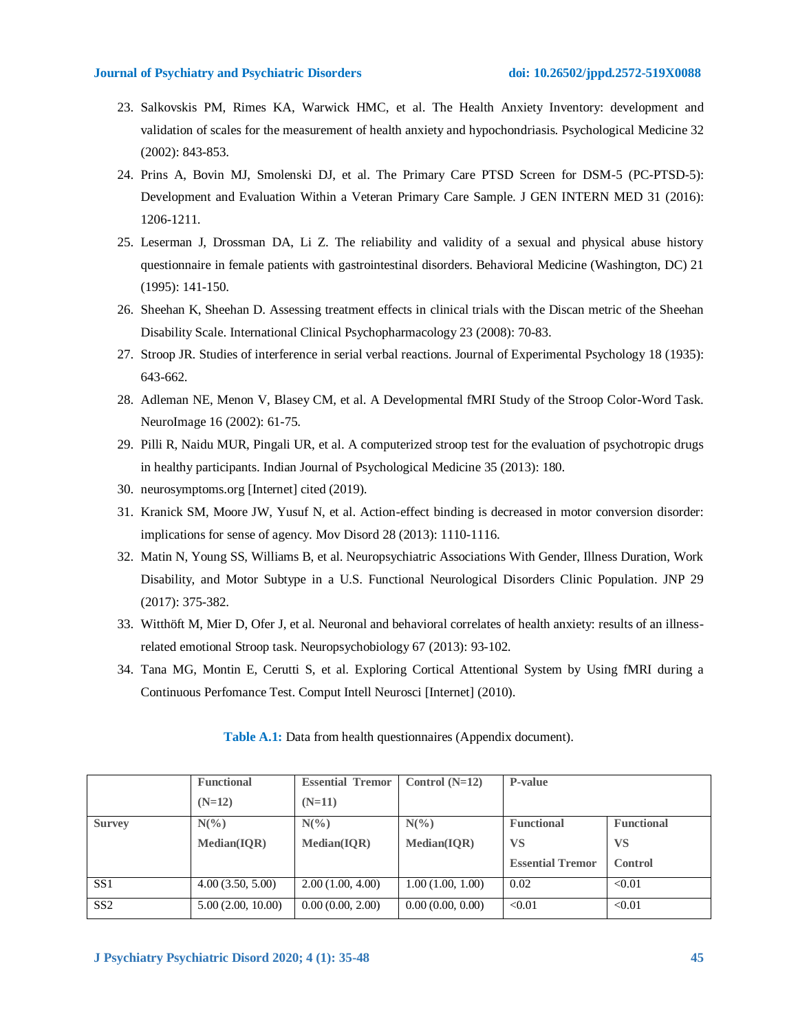23. Salkovskis PM, Rimes KA, Warwick HMC, et al. The Health Anxiety Inventory: development and validation of scales for the measurement of health anxiety and hypochondriasis. Psychological Medicine 32 (2002): 843-853.
24. Prins A, Bovin MJ, Smolenski DJ, et al. The Primary Care PTSD Screen for DSM-5 (PC-PTSD-5): Development and Evaluation Within a Veteran Primary Care Sample. J GEN INTERN MED 31 (2016): 1206-1211.
25. Leserman J, Drossman DA, Li Z. The reliability and validity of a sexual and physical abuse history questionnaire in female patients with gastrointestinal disorders. Behavioral Medicine (Washington, DC) 21 (1995): 141-150.
26. Sheehan K, Sheehan D. Assessing treatment effects in clinical trials with the Discan metric of the Sheehan Disability Scale. International Clinical Psychopharmacology 23 (2008): 70-83.
27. Stroop JR. Studies of interference in serial verbal reactions. Journal of Experimental Psychology 18 (1935): 643-662.
28. Adleman NE, Menon V, Blasey CM, et al. A Developmental fMRI Study of the Stroop Color-Word Task. NeuroImage 16 (2002): 61-75.
29. Pilli R, Naidu MUR, Pingali UR, et al. A computerized stroop test for the evaluation of psychotropic drugs in healthy participants. Indian Journal of Psychological Medicine 35 (2013): 180.
30. neurosymptoms.org [Internet] cited (2019).
31. Kranick SM, Moore JW, Yusuf N, et al. Action-effect binding is decreased in motor conversion disorder: implications for sense of agency. Mov Disord 28 (2013): 1110-1116.
32. Matin N, Young SS, Williams B, et al. Neuropsychiatric Associations With Gender, Illness Duration, Work Disability, and Motor Subtype in a U.S. Functional Neurological Disorders Clinic Population. JNP 29 (2017): 375-382.
33. Witthöft M, Mier D, Ofer J, et al. Neuronal and behavioral correlates of health anxiety: results of an illness-related emotional Stroop task. Neuropsychobiology 67 (2013): 93-102.
34. Tana MG, Montin E, Cerutti S, et al. Exploring Cortical Attentional System by Using fMRI during a Continuous Perfomance Test. Comput Intell Neurosci [Internet] (2010).

**Table A.1:** Data from health questionnaires (Appendix document).

| | **Functional (N=12)** | **Essential Tremor (N=11)** | **Control (N=12)** | **P-value** | |
|---|---|---|---|---|---|
| **Survey** | **N(%) Median(IQR)** | **N(%) Median(IQR)** | **N(%) Median(IQR)** | **Functional VS Essential Tremor** | **Functional VS Control** |
| SS1 | 4.00 (3.50, 5.00) | 2.00 (1.00, 4.00) | 1.00 (1.00, 1.00) | 0.02 | <0.01 |
| SS2 | 5.00 (2.00, 10.00) | 0.00 (0.00, 2.00) | 0.00 (0.00, 0.00) | <0.01 | <0.01 |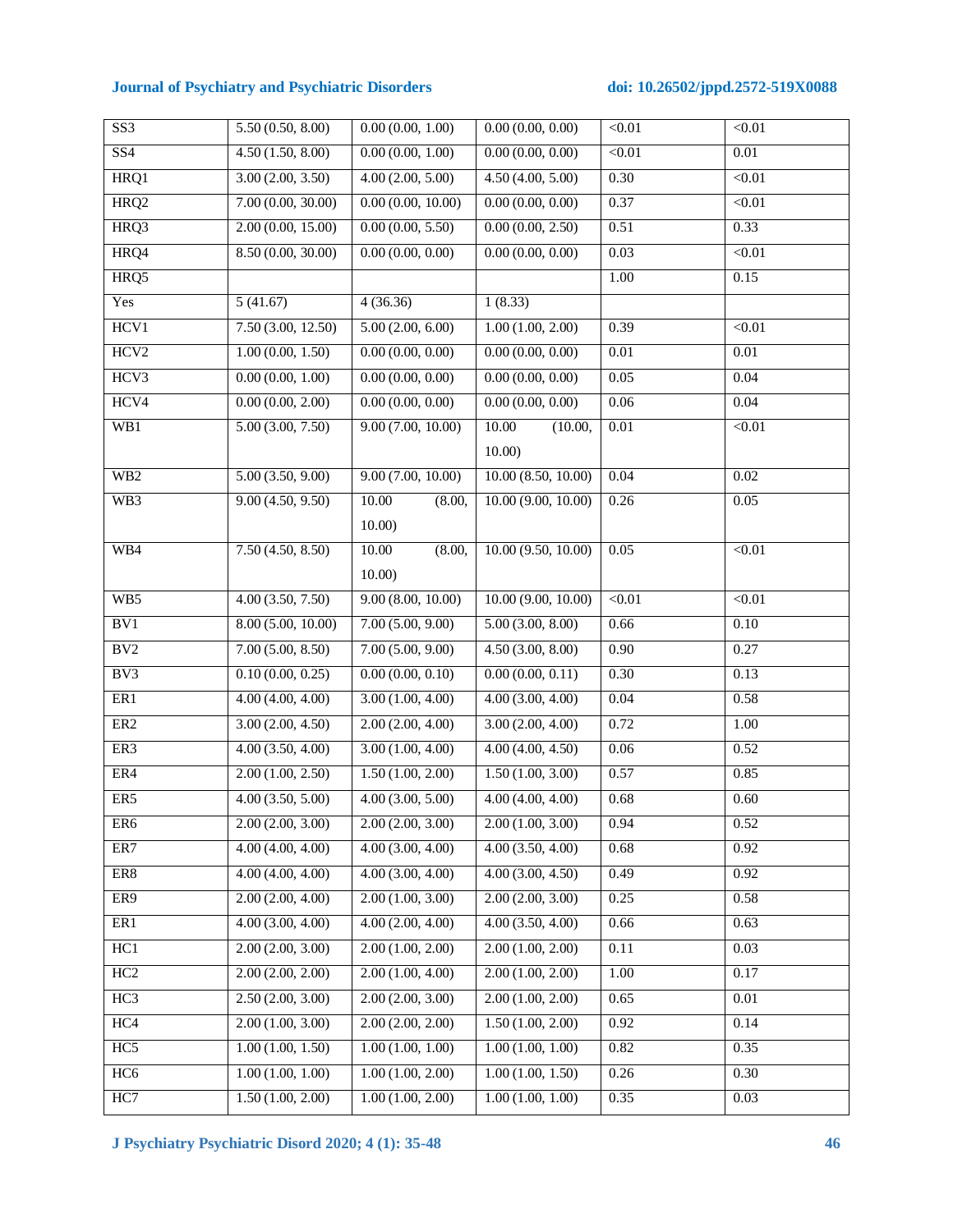| SS3 | 5.50 (0.50, 8.00) | 0.00 (0.00, 1.00) | 0.00 (0.00, 0.00) | <0.01 | <0.01 |
|---|---|---|---|---|---|
| SS4 | 4.50 (1.50, 8.00) | 0.00 (0.00, 1.00) | 0.00 (0.00, 0.00) | <0.01 | 0.01 |
| HRQ1 | 3.00 (2.00, 3.50) | 4.00 (2.00, 5.00) | 4.50 (4.00, 5.00) | 0.30 | <0.01 |
| HRQ2 | 7.00 (0.00, 30.00) | 0.00 (0.00, 10.00) | 0.00 (0.00, 0.00) | 0.37 | <0.01 |
| HRQ3 | 2.00 (0.00, 15.00) | 0.00 (0.00, 5.50) | 0.00 (0.00, 2.50) | 0.51 | 0.33 |
| HRQ4 | 8.50 (0.00, 30.00) | 0.00 (0.00, 0.00) | 0.00 (0.00, 0.00) | 0.03 | <0.01 |
| HRQ5 | | | | 1.00 | 0.15 |
| Yes | 5 (41.67) | 4 (36.36) | 1 (8.33) | | |
| HCV1 | 7.50 (3.00, 12.50) | 5.00 (2.00, 6.00) | 1.00 (1.00, 2.00) | 0.39 | <0.01 |
| HCV2 | 1.00 (0.00, 1.50) | 0.00 (0.00, 0.00) | 0.00 (0.00, 0.00) | 0.01 | 0.01 |
| HCV3 | 0.00 (0.00, 1.00) | 0.00 (0.00, 0.00) | 0.00 (0.00, 0.00) | 0.05 | 0.04 |
| HCV4 | 0.00 (0.00, 2.00) | 0.00 (0.00, 0.00) | 0.00 (0.00, 0.00) | 0.06 | 0.04 |
| WB1 | 5.00 (3.00, 7.50) | 9.00 (7.00, 10.00) | 10.00 (10.00, 10.00) | 0.01 | <0.01 |
| WB2 | 5.00 (3.50, 9.00) | 9.00 (7.00, 10.00) | 10.00 (8.50, 10.00) | 0.04 | 0.02 |
| WB3 | 9.00 (4.50, 9.50) | 10.00 (8.00, 10.00) | 10.00 (9.00, 10.00) | 0.26 | 0.05 |
| WB4 | 7.50 (4.50, 8.50) | 10.00 (8.00, 10.00) | 10.00 (9.50, 10.00) | 0.05 | <0.01 |
| WB5 | 4.00 (3.50, 7.50) | 9.00 (8.00, 10.00) | 10.00 (9.00, 10.00) | <0.01 | <0.01 |
| BV1 | 8.00 (5.00, 10.00) | 7.00 (5.00, 9.00) | 5.00 (3.00, 8.00) | 0.66 | 0.10 |
| BV2 | 7.00 (5.00, 8.50) | 7.00 (5.00, 9.00) | 4.50 (3.00, 8.00) | 0.90 | 0.27 |
| BV3 | 0.10 (0.00, 0.25) | 0.00 (0.00, 0.10) | 0.00 (0.00, 0.11) | 0.30 | 0.13 |
| ER1 | 4.00 (4.00, 4.00) | 3.00 (1.00, 4.00) | 4.00 (3.00, 4.00) | 0.04 | 0.58 |
| ER2 | 3.00 (2.00, 4.50) | 2.00 (2.00, 4.00) | 3.00 (2.00, 4.00) | 0.72 | 1.00 |
| ER3 | 4.00 (3.50, 4.00) | 3.00 (1.00, 4.00) | 4.00 (4.00, 4.50) | 0.06 | 0.52 |
| ER4 | 2.00 (1.00, 2.50) | 1.50 (1.00, 2.00) | 1.50 (1.00, 3.00) | 0.57 | 0.85 |
| ER5 | 4.00 (3.50, 5.00) | 4.00 (3.00, 5.00) | 4.00 (4.00, 4.00) | 0.68 | 0.60 |
| ER6 | 2.00 (2.00, 3.00) | 2.00 (2.00, 3.00) | 2.00 (1.00, 3.00) | 0.94 | 0.52 |
| ER7 | 4.00 (4.00, 4.00) | 4.00 (3.00, 4.00) | 4.00 (3.50, 4.00) | 0.68 | 0.92 |
| ER8 | 4.00 (4.00, 4.00) | 4.00 (3.00, 4.00) | 4.00 (3.00, 4.50) | 0.49 | 0.92 |
| ER9 | 2.00 (2.00, 4.00) | 2.00 (1.00, 3.00) | 2.00 (2.00, 3.00) | 0.25 | 0.58 |
| ER1 | 4.00 (3.00, 4.00) | 4.00 (2.00, 4.00) | 4.00 (3.50, 4.00) | 0.66 | 0.63 |
| HC1 | 2.00 (2.00, 3.00) | 2.00 (1.00, 2.00) | 2.00 (1.00, 2.00) | 0.11 | 0.03 |
| HC2 | 2.00 (2.00, 2.00) | 2.00 (1.00, 4.00) | 2.00 (1.00, 2.00) | 1.00 | 0.17 |
| HC3 | 2.50 (2.00, 3.00) | 2.00 (2.00, 3.00) | 2.00 (1.00, 2.00) | 0.65 | 0.01 |
| HC4 | 2.00 (1.00, 3.00) | 2.00 (2.00, 2.00) | 1.50 (1.00, 2.00) | 0.92 | 0.14 |
| HC5 | 1.00 (1.00, 1.50) | 1.00 (1.00, 1.00) | 1.00 (1.00, 1.00) | 0.82 | 0.35 |
| HC6 | 1.00 (1.00, 1.00) | 1.00 (1.00, 2.00) | 1.00 (1.00, 1.50) | 0.26 | 0.30 |
| HC7 | 1.50 (1.00, 2.00) | 1.00 (1.00, 2.00) | 1.00 (1.00, 1.00) | 0.35 | 0.03 |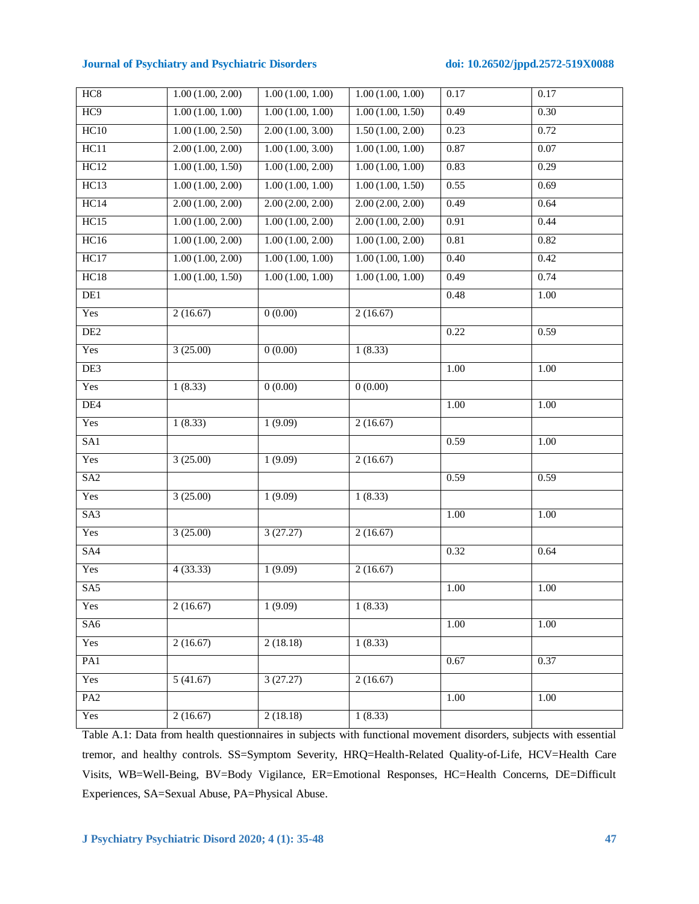| | | | | | |
|---|---|---|---|---|---|
| HC8 | 1.00 (1.00, 2.00) | 1.00 (1.00, 1.00) | 1.00 (1.00, 1.00) | 0.17 | 0.17 |
| HC9 | 1.00 (1.00, 1.00) | 1.00 (1.00, 1.00) | 1.00 (1.00, 1.50) | 0.49 | 0.30 |
| HC10 | 1.00 (1.00, 2.50) | 2.00 (1.00, 3.00) | 1.50 (1.00, 2.00) | 0.23 | 0.72 |
| HC11 | 2.00 (1.00, 2.00) | 1.00 (1.00, 3.00) | 1.00 (1.00, 1.00) | 0.87 | 0.07 |
| HC12 | 1.00 (1.00, 1.50) | 1.00 (1.00, 2.00) | 1.00 (1.00, 1.00) | 0.83 | 0.29 |
| HC13 | 1.00 (1.00, 2.00) | 1.00 (1.00, 1.00) | 1.00 (1.00, 1.50) | 0.55 | 0.69 |
| HC14 | 2.00 (1.00, 2.00) | 2.00 (2.00, 2.00) | 2.00 (2.00, 2.00) | 0.49 | 0.64 |
| HC15 | 1.00 (1.00, 2.00) | 1.00 (1.00, 2.00) | 2.00 (1.00, 2.00) | 0.91 | 0.44 |
| HC16 | 1.00 (1.00, 2.00) | 1.00 (1.00, 2.00) | 1.00 (1.00, 2.00) | 0.81 | 0.82 |
| HC17 | 1.00 (1.00, 2.00) | 1.00 (1.00, 1.00) | 1.00 (1.00, 1.00) | 0.40 | 0.42 |
| HC18 | 1.00 (1.00, 1.50) | 1.00 (1.00, 1.00) | 1.00 (1.00, 1.00) | 0.49 | 0.74 |
| DE1 | | | | 0.48 | 1.00 |
| Yes | 2 (16.67) | 0 (0.00) | 2 (16.67) | | |
| DE2 | | | | 0.22 | 0.59 |
| Yes | 3 (25.00) | 0 (0.00) | 1 (8.33) | | |
| DE3 | | | | 1.00 | 1.00 |
| Yes | 1 (8.33) | 0 (0.00) | 0 (0.00) | | |
| DE4 | | | | 1.00 | 1.00 |
| Yes | 1 (8.33) | 1 (9.09) | 2 (16.67) | | |
| SA1 | | | | 0.59 | 1.00 |
| Yes | 3 (25.00) | 1 (9.09) | 2 (16.67) | | |
| SA2 | | | | 0.59 | 0.59 |
| Yes | 3 (25.00) | 1 (9.09) | 1 (8.33) | | |
| SA3 | | | | 1.00 | 1.00 |
| Yes | 3 (25.00) | 3 (27.27) | 2 (16.67) | | |
| SA4 | | | | 0.32 | 0.64 |
| Yes | 4 (33.33) | 1 (9.09) | 2 (16.67) | | |
| SA5 | | | | 1.00 | 1.00 |
| Yes | 2 (16.67) | 1 (9.09) | 1 (8.33) | | |
| SA6 | | | | 1.00 | 1.00 |
| Yes | 2 (16.67) | 2 (18.18) | 1 (8.33) | | |
| PA1 | | | | 0.67 | 0.37 |
| Yes | 5 (41.67) | 3 (27.27) | 2 (16.67) | | |
| PA2 | | | | 1.00 | 1.00 |
| Yes | 2 (16.67) | 2 (18.18) | 1 (8.33) | | |

Table A.1: Data from health questionnaires in subjects with functional movement disorders, subjects with essential tremor, and healthy controls. SS=Symptom Severity, HRQ=Health-Related Quality-of-Life, HCV=Health Care Visits, WB=Well-Being, BV=Body Vigilance, ER=Emotional Responses, HC=Health Concerns, DE=Difficult Experiences, SA=Sexual Abuse, PA=Physical Abuse.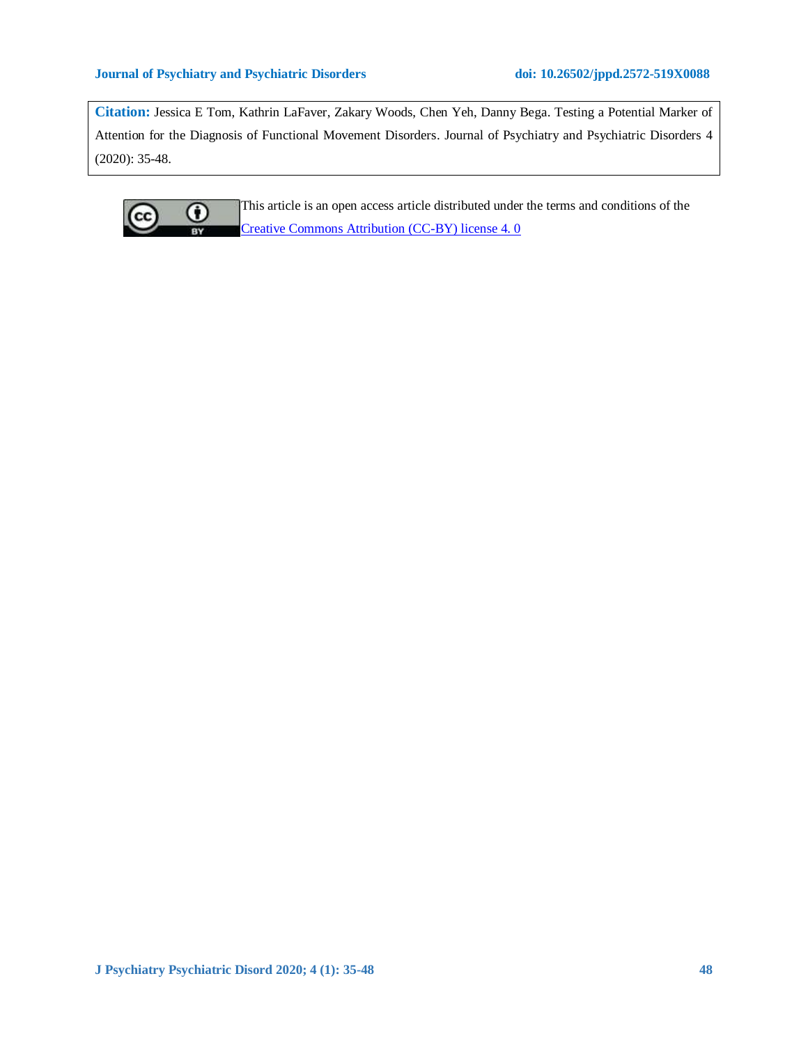**Citation:** Jessica E Tom, Kathrin LaFaver, Zakary Woods, Chen Yeh, Danny Bega. Testing a Potential Marker of Attention for the Diagnosis of Functional Movement Disorders. Journal of Psychiatry and Psychiatric Disorders 4 (2020): 35-48.

This article is an open access article distributed under the terms and conditions of the Creative Commons Attribution (CC-BY) license 4. 0